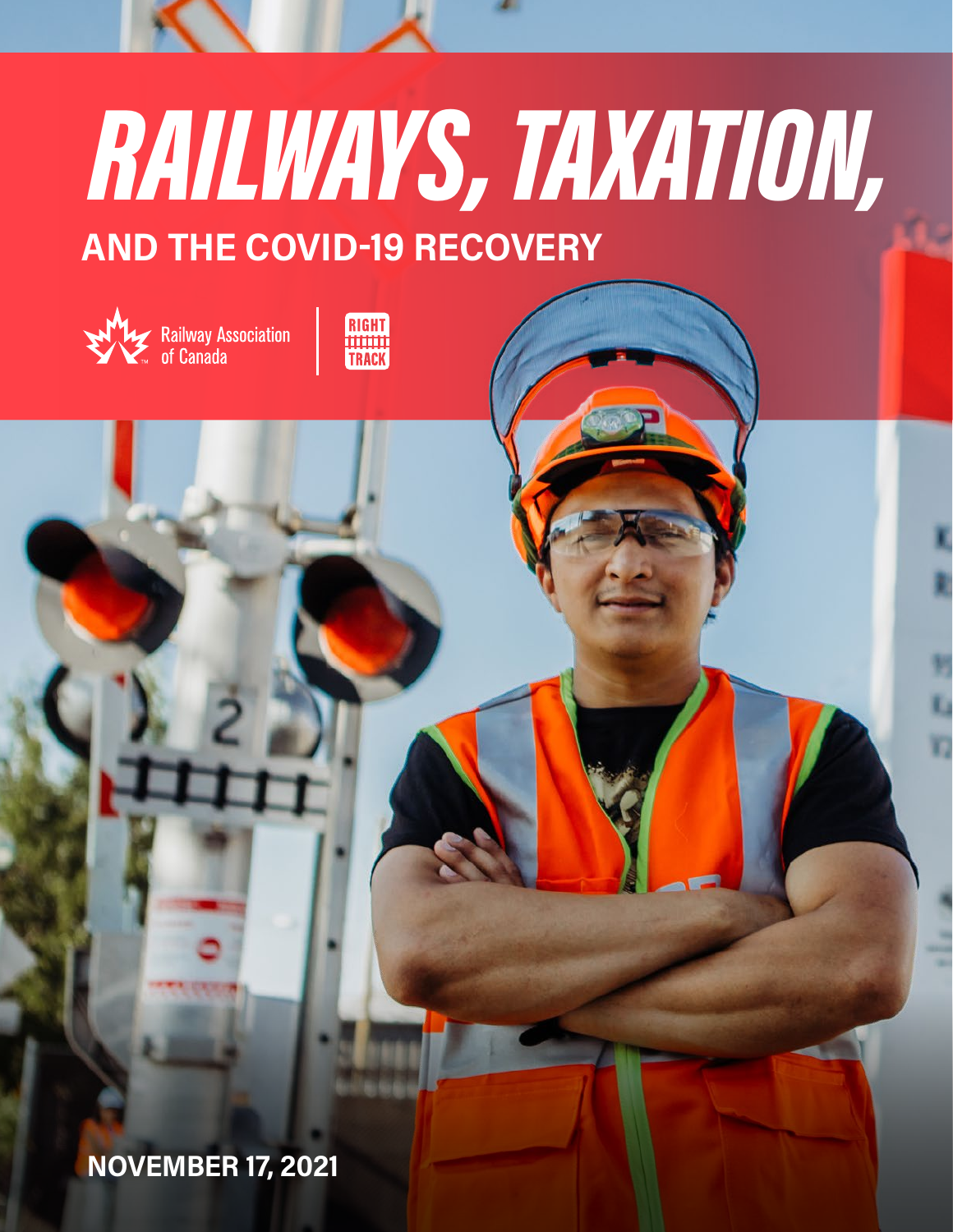# RAILWAYS, TAXATION,

## AND THE COVID-19 RECOVERY

Railway Association of Canada

RIGHT TRACK

**NOVEMBER 17, 2021**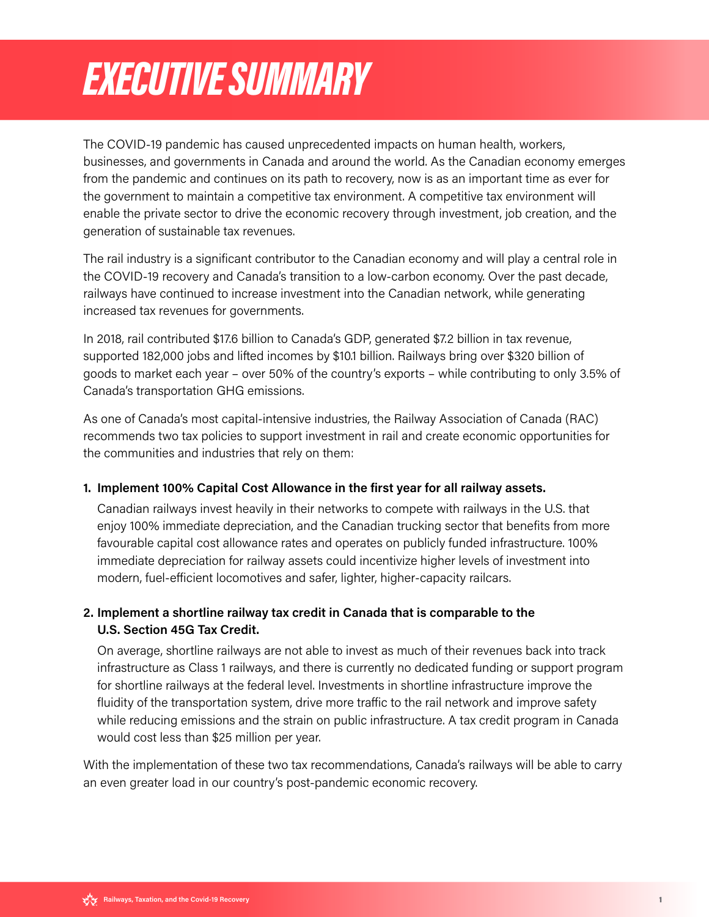# EXECUTIVE SUMMARY

The COVID-19 pandemic has caused unprecedented impacts on human health, workers, businesses, and governments in Canada and around the world. As the Canadian economy emerges from the pandemic and continues on its path to recovery, now is as an important time as ever for the government to maintain a competitive tax environment. A competitive tax environment will enable the private sector to drive the economic recovery through investment, job creation, and the generation of sustainable tax revenues.

The rail industry is a significant contributor to the Canadian economy and will play a central role in the COVID-19 recovery and Canada's transition to a low-carbon economy. Over the past decade, railways have continued to increase investment into the Canadian network, while generating increased tax revenues for governments.

In 2018, rail contributed $17.6 billion to Canada's GDP, generated $7.2 billion in tax revenue, supported 182,000 jobs and lifted incomes by $10.1 billion. Railways bring over $320 billion of goods to market each year – over 50% of the country's exports – while contributing to only 3.5% of Canada's transportation GHG emissions.

As one of Canada's most capital-intensive industries, the Railway Association of Canada (RAC) recommends two tax policies to support investment in rail and create economic opportunities for the communities and industries that rely on them:

1. **Implement 100% Capital Cost Allowance in the first year for all railway assets.**

   Canadian railways invest heavily in their networks to compete with railways in the U.S. that enjoy 100% immediate depreciation, and the Canadian trucking sector that benefits from more favourable capital cost allowance rates and operates on publicly funded infrastructure. 100% immediate depreciation for railway assets could incentivize higher levels of investment into modern, fuel-efficient locomotives and safer, lighter, higher-capacity railcars.

2. **Implement a shortline railway tax credit in Canada that is comparable to the U.S. Section 45G Tax Credit.**

   On average, shortline railways are not able to invest as much of their revenues back into track infrastructure as Class 1 railways, and there is currently no dedicated funding or support program for shortline railways at the federal level. Investments in shortline infrastructure improve the fluidity of the transportation system, drive more traffic to the rail network and improve safety while reducing emissions and the strain on public infrastructure. A tax credit program in Canada would cost less than $25 million per year.

With the implementation of these two tax recommendations, Canada's railways will be able to carry an even greater load in our country's post-pandemic economic recovery.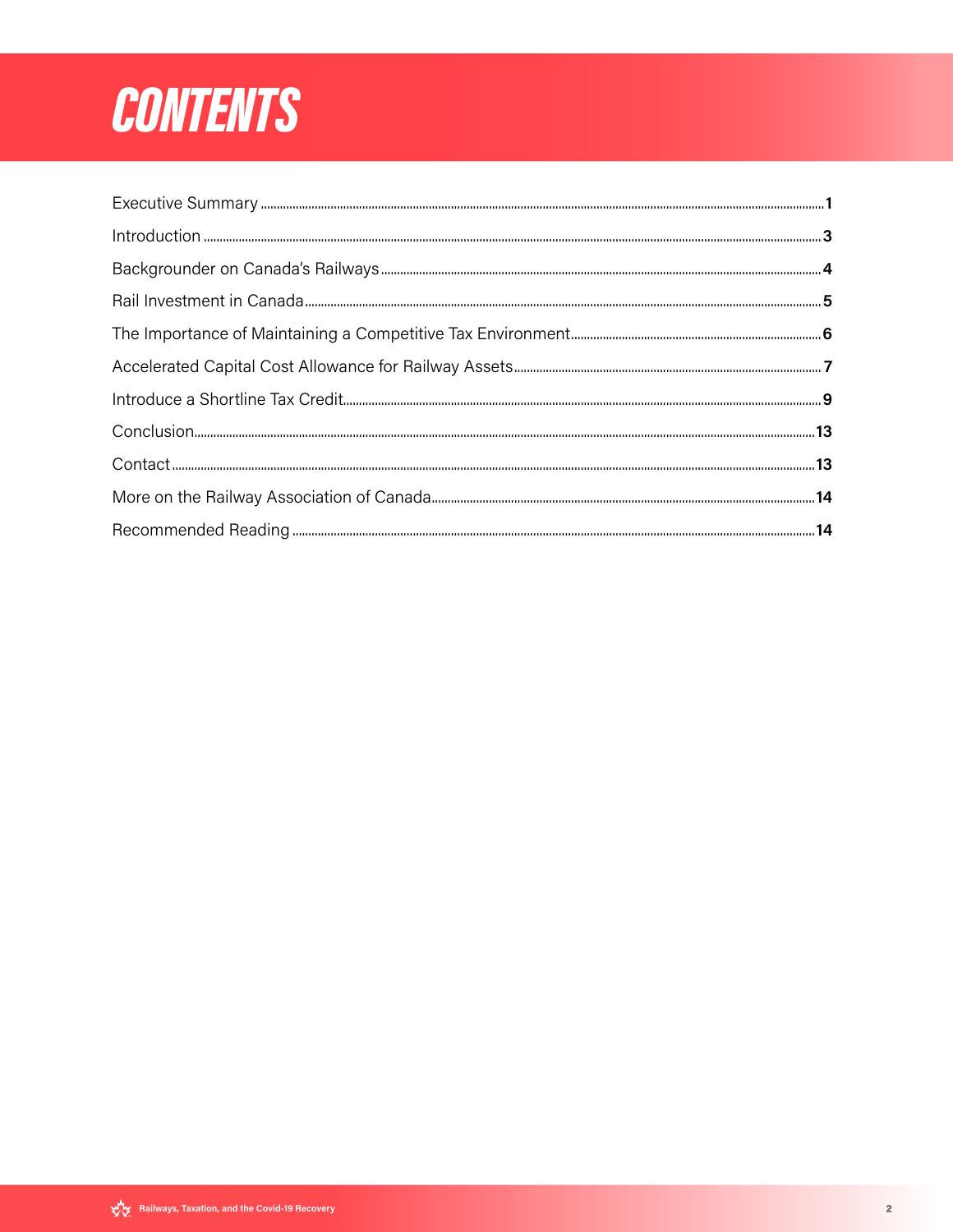# CONTENTS

| | |
|---|---|
| Executive Summary | 1 |
| Introduction | 3 |
| Backgrounder on Canada's Railways | 4 |
| Rail Investment in Canada | 5 |
| The Importance of Maintaining a Competitive Tax Environment | 6 |
| Accelerated Capital Cost Allowance for Railway Assets | 7 |
| Introduce a Shortline Tax Credit | 9 |
| Conclusion | 13 |
| Contact | 13 |
| More on the Railway Association of Canada | 14 |
| Recommended Reading | 14 |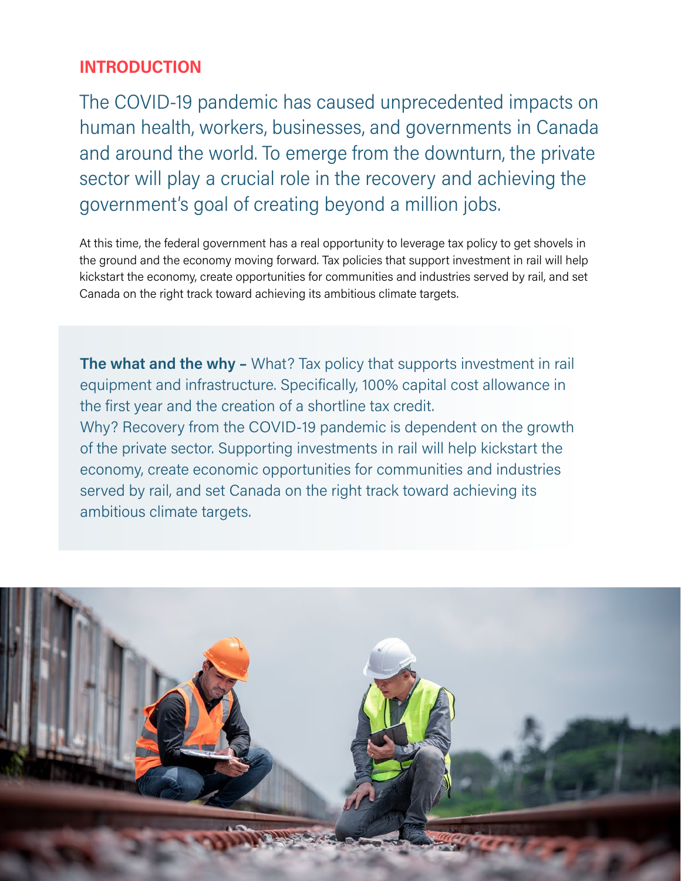## INTRODUCTION

The COVID-19 pandemic has caused unprecedented impacts on human health, workers, businesses, and governments in Canada and around the world. To emerge from the downturn, the private sector will play a crucial role in the recovery and achieving the government's goal of creating beyond a million jobs.

At this time, the federal government has a real opportunity to leverage tax policy to get shovels in the ground and the economy moving forward. Tax policies that support investment in rail will help kickstart the economy, create opportunities for communities and industries served by rail, and set Canada on the right track toward achieving its ambitious climate targets.

**The what and the why –** What? Tax policy that supports investment in rail equipment and infrastructure. Specifically, 100% capital cost allowance in the first year and the creation of a shortline tax credit.
Why? Recovery from the COVID-19 pandemic is dependent on the growth of the private sector. Supporting investments in rail will help kickstart the economy, create economic opportunities for communities and industries served by rail, and set Canada on the right track toward achieving its ambitious climate targets.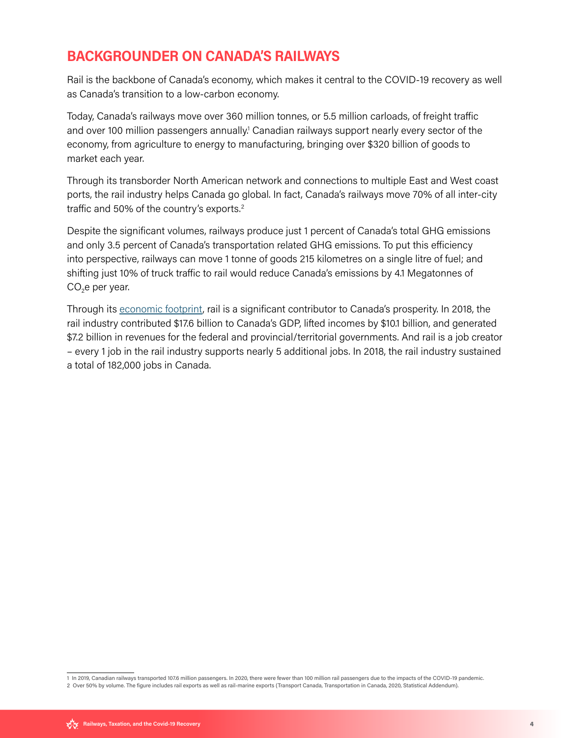## BACKGROUNDER ON CANADA'S RAILWAYS

Rail is the backbone of Canada's economy, which makes it central to the COVID-19 recovery as well as Canada's transition to a low-carbon economy.

Today, Canada's railways move over 360 million tonnes, or 5.5 million carloads, of freight traffic and over 100 million passengers annually.[1] Canadian railways support nearly every sector of the economy, from agriculture to energy to manufacturing, bringing over $320 billion of goods to market each year.

Through its transborder North American network and connections to multiple East and West coast ports, the rail industry helps Canada go global. In fact, Canada's railways move 70% of all inter-city traffic and 50% of the country's exports.[2]

Despite the significant volumes, railways produce just 1 percent of Canada's total GHG emissions and only 3.5 percent of Canada's transportation related GHG emissions. To put this efficiency into perspective, railways can move 1 tonne of goods 215 kilometres on a single litre of fuel; and shifting just 10% of truck traffic to rail would reduce Canada's emissions by 4.1 Megatonnes of $CO_2e$ per year.

Through its economic footprint, rail is a significant contributor to Canada's prosperity. In 2018, the rail industry contributed $17.6 billion to Canada's GDP, lifted incomes by $10.1 billion, and generated $7.2 billion in revenues for the federal and provincial/territorial governments. And rail is a job creator – every 1 job in the rail industry supports nearly 5 additional jobs. In 2018, the rail industry sustained a total of 182,000 jobs in Canada.

---

1 In 2019, Canadian railways transported 107.6 million passengers. In 2020, there were fewer than 100 million rail passengers due to the impacts of the COVID-19 pandemic.

2 Over 50% by volume. The figure includes rail exports as well as rail-marine exports (Transport Canada, Transportation in Canada, 2020, Statistical Addendum).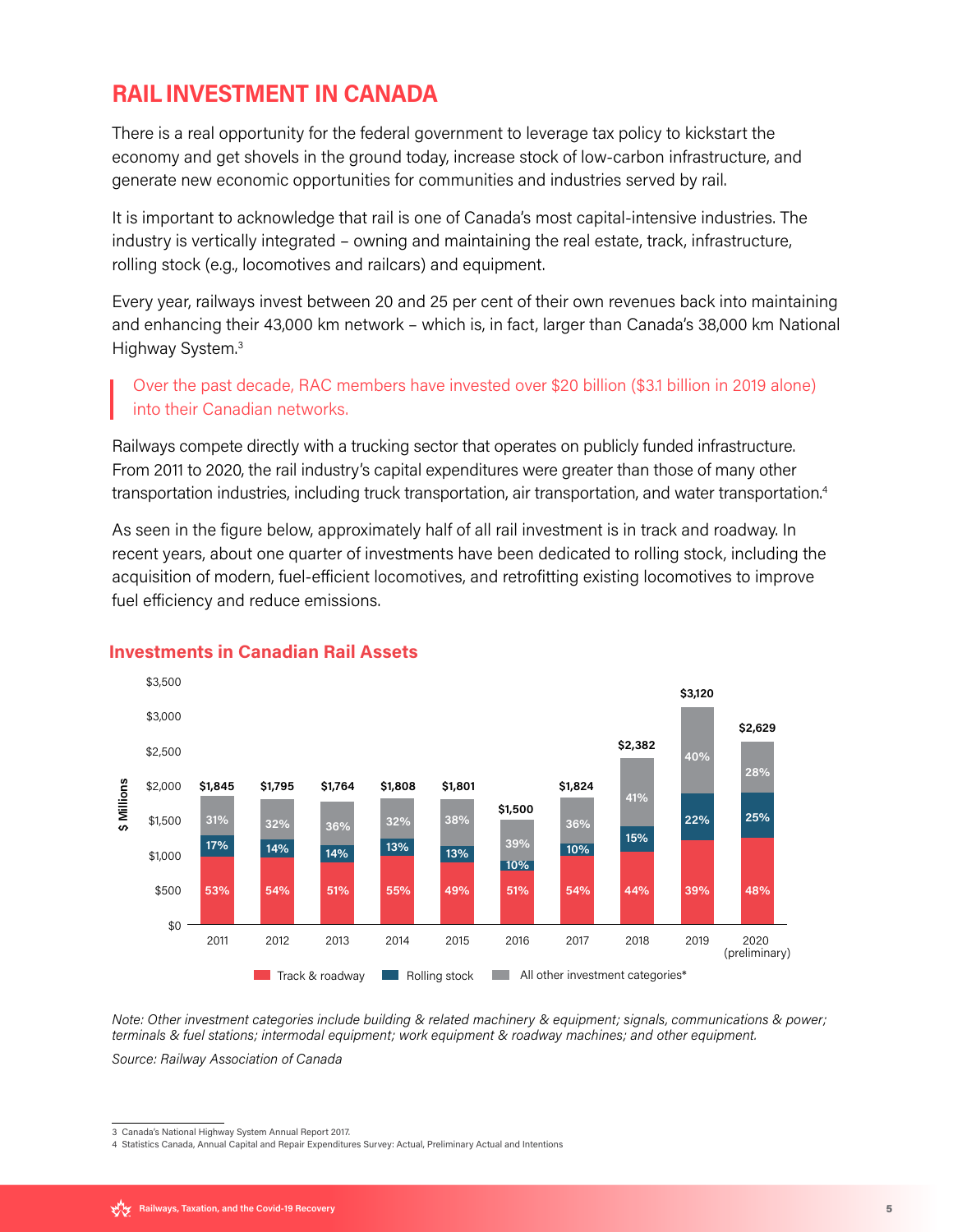## RAIL INVESTMENT IN CANADA

There is a real opportunity for the federal government to leverage tax policy to kickstart the economy and get shovels in the ground today, increase stock of low-carbon infrastructure, and generate new economic opportunities for communities and industries served by rail.

It is important to acknowledge that rail is one of Canada's most capital-intensive industries. The industry is vertically integrated – owning and maintaining the real estate, track, infrastructure, rolling stock (e.g., locomotives and railcars) and equipment.

Every year, railways invest between 20 and 25 per cent of their own revenues back into maintaining and enhancing their 43,000 km network – which is, in fact, larger than Canada's 38,000 km National Highway System.[3]

> Over the past decade, RAC members have invested over $20 billion ($3.1 billion in 2019 alone) into their Canadian networks.

Railways compete directly with a trucking sector that operates on publicly funded infrastructure. From 2011 to 2020, the rail industry's capital expenditures were greater than those of many other transportation industries, including truck transportation, air transportation, and water transportation.[4]

As seen in the figure below, approximately half of all rail investment is in track and roadway. In recent years, about one quarter of investments have been dedicated to rolling stock, including the acquisition of modern, fuel-efficient locomotives, and retrofitting existing locomotives to improve fuel efficiency and reduce emissions.

### Investments in Canadian Rail Assets

| Year | Total ($ Millions) | Track & roadway | Rolling stock | All other investment categories* |
|---|---|---|---|---|
| 2011 | $1,845 | 53% | 17% | 31% |
| 2012 | $1,795 | 54% | 14% | 32% |
| 2013 | $1,764 | 51% | 14% | 36% |
| 2014 | $1,808 | 55% | 13% | 32% |
| 2015 | $1,801 | 49% | 13% | 38% |
| 2016 | $1,500 | 51% | 10% | 39% |
| 2017 | $1,824 | 54% | 10% | 36% |
| 2018 | $2,382 | 44% | 15% | 41% |
| 2019 | $3,120 | 39% | 22% | 40% |
| 2020 (preliminary) | $2,629 | 48% | 25% | 28% |

*Note: Other investment categories include building & related machinery & equipment; signals, communications & power; terminals & fuel stations; intermodal equipment; work equipment & roadway machines; and other equipment.*

*Source: Railway Association of Canada*

---

3 Canada's National Highway System Annual Report 2017.

4 Statistics Canada, Annual Capital and Repair Expenditures Survey: Actual, Preliminary Actual and Intentions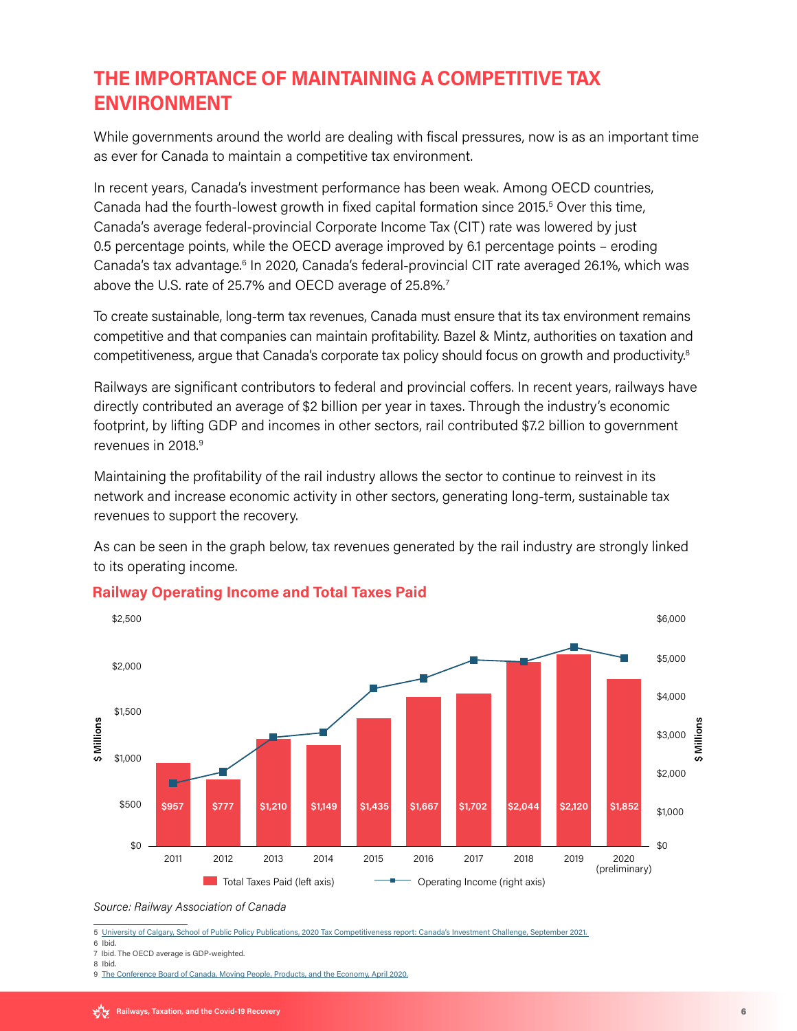## THE IMPORTANCE OF MAINTAINING A COMPETITIVE TAX ENVIRONMENT

While governments around the world are dealing with fiscal pressures, now is as an important time as ever for Canada to maintain a competitive tax environment.

In recent years, Canada's investment performance has been weak. Among OECD countries, Canada had the fourth-lowest growth in fixed capital formation since 2015.[5] Over this time, Canada's average federal-provincial Corporate Income Tax (CIT) rate was lowered by just 0.5 percentage points, while the OECD average improved by 6.1 percentage points – eroding Canada's tax advantage.[6] In 2020, Canada's federal-provincial CIT rate averaged 26.1%, which was above the U.S. rate of 25.7% and OECD average of 25.8%.[7]

To create sustainable, long-term tax revenues, Canada must ensure that its tax environment remains competitive and that companies can maintain profitability. Bazel & Mintz, authorities on taxation and competitiveness, argue that Canada's corporate tax policy should focus on growth and productivity.[8]

Railways are significant contributors to federal and provincial coffers. In recent years, railways have directly contributed an average of $2 billion per year in taxes. Through the industry's economic footprint, by lifting GDP and incomes in other sectors, rail contributed $7.2 billion to government revenues in 2018.[9]

Maintaining the profitability of the rail industry allows the sector to continue to reinvest in its network and increase economic activity in other sectors, generating long-term, sustainable tax revenues to support the recovery.

As can be seen in the graph below, tax revenues generated by the rail industry are strongly linked to its operating income.

### Railway Operating Income and Total Taxes Paid

| Year | Total Taxes Paid (left axis, $ Millions) |
|---|---|
| 2011 | $957 |
| 2012 | $777 |
| 2013 | $1,210 |
| 2014 | $1,149 |
| 2015 | $1,435 |
| 2016 | $1,667 |
| 2017 | $1,702 |
| 2018 | $2,044 |
| 2019 | $2,120 |
| 2020 (preliminary) | $1,852 |

Total Taxes Paid (left axis) — Operating Income (right axis)

*Source: Railway Association of Canada*

5 University of Calgary, School of Public Policy Publications, 2020 Tax Competitiveness report: Canada's Investment Challenge, September 2021.
6 Ibid.
7 Ibid. The OECD average is GDP-weighted.
8 Ibid.
9 The Conference Board of Canada, Moving People, Products, and the Economy, April 2020.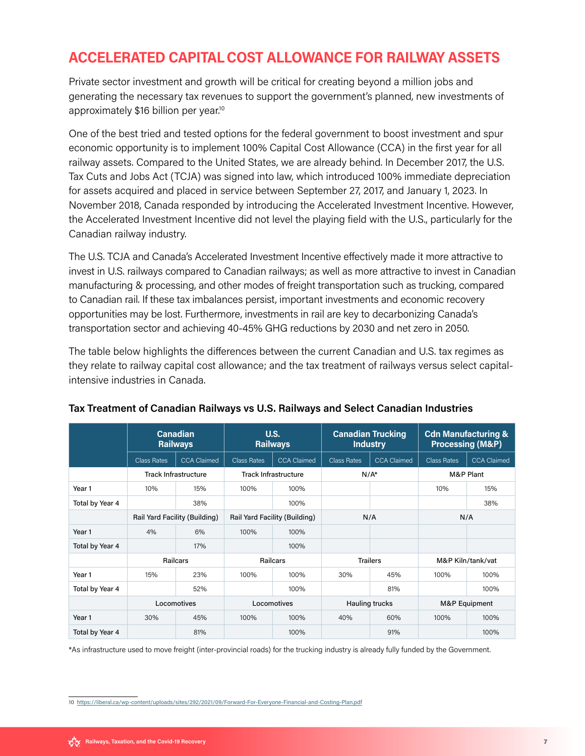## ACCELERATED CAPITAL COST ALLOWANCE FOR RAILWAY ASSETS

Private sector investment and growth will be critical for creating beyond a million jobs and generating the necessary tax revenues to support the government's planned, new investments of approximately $16 billion per year.[10]

One of the best tried and tested options for the federal government to boost investment and spur economic opportunity is to implement 100% Capital Cost Allowance (CCA) in the first year for all railway assets. Compared to the United States, we are already behind. In December 2017, the U.S. Tax Cuts and Jobs Act (TCJA) was signed into law, which introduced 100% immediate depreciation for assets acquired and placed in service between September 27, 2017, and January 1, 2023. In November 2018, Canada responded by introducing the Accelerated Investment Incentive. However, the Accelerated Investment Incentive did not level the playing field with the U.S., particularly for the Canadian railway industry.

The U.S. TCJA and Canada's Accelerated Investment Incentive effectively made it more attractive to invest in U.S. railways compared to Canadian railways; as well as more attractive to invest in Canadian manufacturing & processing, and other modes of freight transportation such as trucking, compared to Canadian rail. If these tax imbalances persist, important investments and economic recovery opportunities may be lost. Furthermore, investments in rail are key to decarbonizing Canada's transportation sector and achieving 40-45% GHG reductions by 2030 and net zero in 2050.

The table below highlights the differences between the current Canadian and U.S. tax regimes as they relate to railway capital cost allowance; and the tax treatment of railways versus select capital-intensive industries in Canada.

### Tax Treatment of Canadian Railways vs U.S. Railways and Select Canadian Industries

| | Canadian Railways | | U.S. Railways | | Canadian Trucking Industry | | Cdn Manufacturing & Processing (M&P) | |
|---|---|---|---|---|---|---|---|---|
| | Class Rates | CCA Claimed | Class Rates | CCA Claimed | Class Rates | CCA Claimed | Class Rates | CCA Claimed |
| | Track Infrastructure | | Track Infrastructure | | N/A* | | M&P Plant | |
| Year 1 | 10% | 15% | 100% | 100% | | | 10% | 15% |
| Total by Year 4 | | 38% | | 100% | | | | 38% |
| | Rail Yard Facility (Building) | | Rail Yard Facility (Building) | | N/A | | N/A | |
| Year 1 | 4% | 6% | 100% | 100% | | | | |
| Total by Year 4 | | 17% | | 100% | | | | |
| | Railcars | | Railcars | | Trailers | | M&P Kiln/tank/vat | |
| Year 1 | 15% | 23% | 100% | 100% | 30% | 45% | 100% | 100% |
| Total by Year 4 | | 52% | | 100% | | 81% | | 100% |
| | Locomotives | | Locomotives | | Hauling trucks | | M&P Equipment | |
| Year 1 | 30% | 45% | 100% | 100% | 40% | 60% | 100% | 100% |
| Total by Year 4 | | 81% | | 100% | | 91% | | 100% |

*As infrastructure used to move freight (inter-provincial roads) for the trucking industry is already fully funded by the Government.

---

10 https://liberal.ca/wp-content/uploads/sites/292/2021/09/Forward-For-Everyone-Financial-and-Costing-Plan.pdf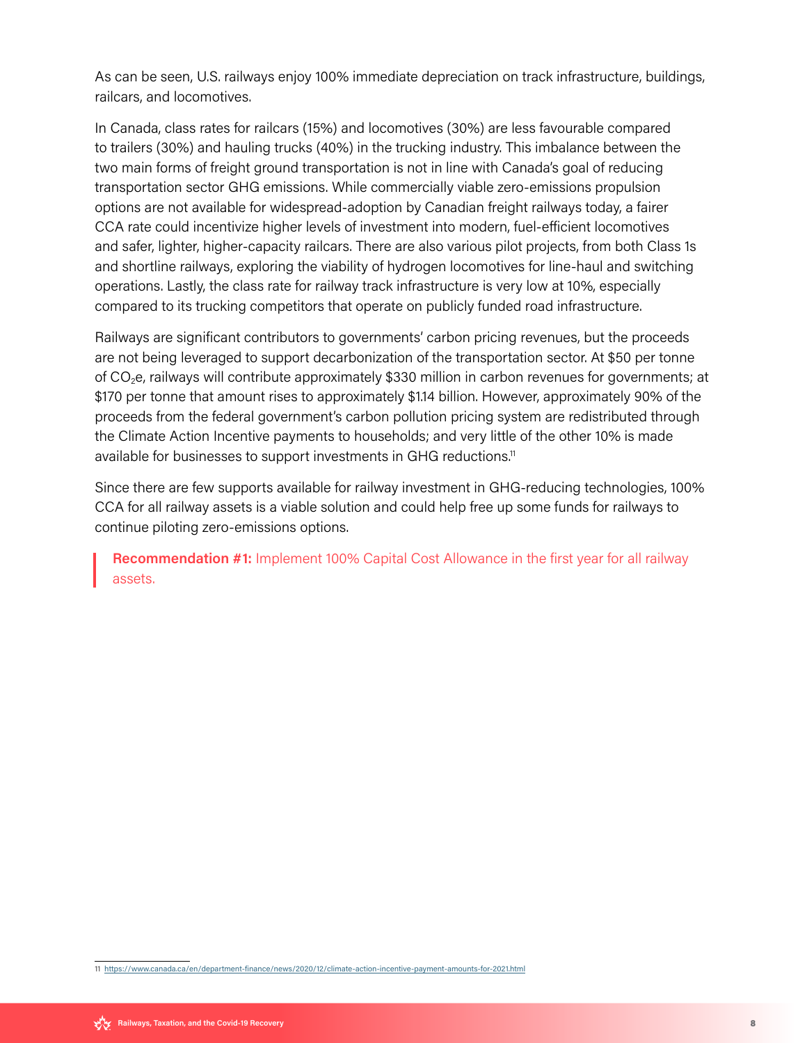As can be seen, U.S. railways enjoy 100% immediate depreciation on track infrastructure, buildings, railcars, and locomotives.

In Canada, class rates for railcars (15%) and locomotives (30%) are less favourable compared to trailers (30%) and hauling trucks (40%) in the trucking industry. This imbalance between the two main forms of freight ground transportation is not in line with Canada's goal of reducing transportation sector GHG emissions. While commercially viable zero-emissions propulsion options are not available for widespread-adoption by Canadian freight railways today, a fairer CCA rate could incentivize higher levels of investment into modern, fuel-efficient locomotives and safer, lighter, higher-capacity railcars. There are also various pilot projects, from both Class 1s and shortline railways, exploring the viability of hydrogen locomotives for line-haul and switching operations. Lastly, the class rate for railway track infrastructure is very low at 10%, especially compared to its trucking competitors that operate on publicly funded road infrastructure.

Railways are significant contributors to governments' carbon pricing revenues, but the proceeds are not being leveraged to support decarbonization of the transportation sector. At $50 per tonne of $CO_2$e, railways will contribute approximately $330 million in carbon revenues for governments; at $170 per tonne that amount rises to approximately $1.14 billion. However, approximately 90% of the proceeds from the federal government's carbon pollution pricing system are redistributed through the Climate Action Incentive payments to households; and very little of the other 10% is made available for businesses to support investments in GHG reductions.[11]

Since there are few supports available for railway investment in GHG-reducing technologies, 100% CCA for all railway assets is a viable solution and could help free up some funds for railways to continue piloting zero-emissions options.

> **Recommendation #1:** Implement 100% Capital Cost Allowance in the first year for all railway assets.

[11] https://www.canada.ca/en/department-finance/news/2020/12/climate-action-incentive-payment-amounts-for-2021.html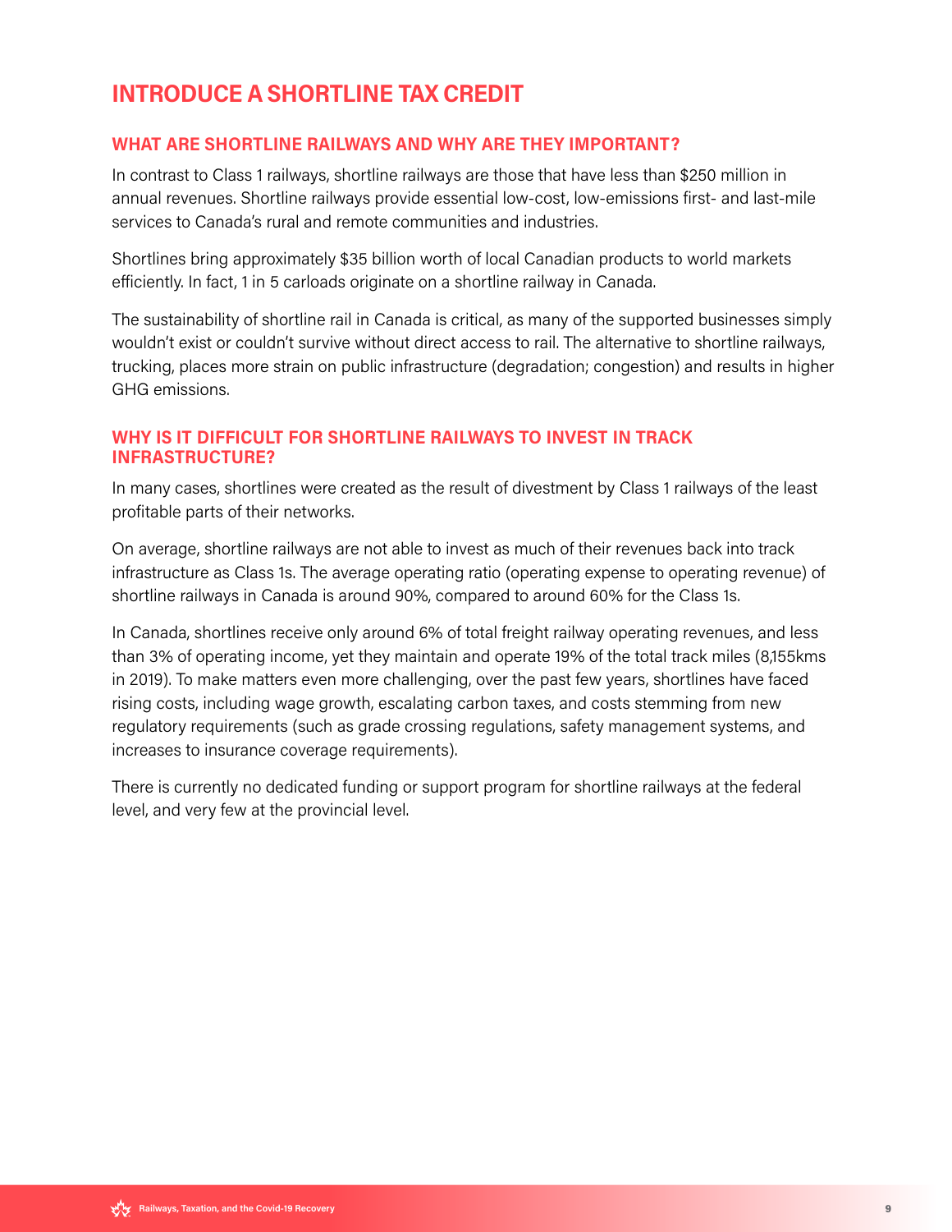# INTRODUCE A SHORTLINE TAX CREDIT

## WHAT ARE SHORTLINE RAILWAYS AND WHY ARE THEY IMPORTANT?

In contrast to Class 1 railways, shortline railways are those that have less than $250 million in annual revenues. Shortline railways provide essential low-cost, low-emissions first- and last-mile services to Canada's rural and remote communities and industries.

Shortlines bring approximately $35 billion worth of local Canadian products to world markets efficiently. In fact, 1 in 5 carloads originate on a shortline railway in Canada.

The sustainability of shortline rail in Canada is critical, as many of the supported businesses simply wouldn't exist or couldn't survive without direct access to rail. The alternative to shortline railways, trucking, places more strain on public infrastructure (degradation; congestion) and results in higher GHG emissions.

## WHY IS IT DIFFICULT FOR SHORTLINE RAILWAYS TO INVEST IN TRACK INFRASTRUCTURE?

In many cases, shortlines were created as the result of divestment by Class 1 railways of the least profitable parts of their networks.

On average, shortline railways are not able to invest as much of their revenues back into track infrastructure as Class 1s. The average operating ratio (operating expense to operating revenue) of shortline railways in Canada is around 90%, compared to around 60% for the Class 1s.

In Canada, shortlines receive only around 6% of total freight railway operating revenues, and less than 3% of operating income, yet they maintain and operate 19% of the total track miles (8,155kms in 2019). To make matters even more challenging, over the past few years, shortlines have faced rising costs, including wage growth, escalating carbon taxes, and costs stemming from new regulatory requirements (such as grade crossing regulations, safety management systems, and increases to insurance coverage requirements).

There is currently no dedicated funding or support program for shortline railways at the federal level, and very few at the provincial level.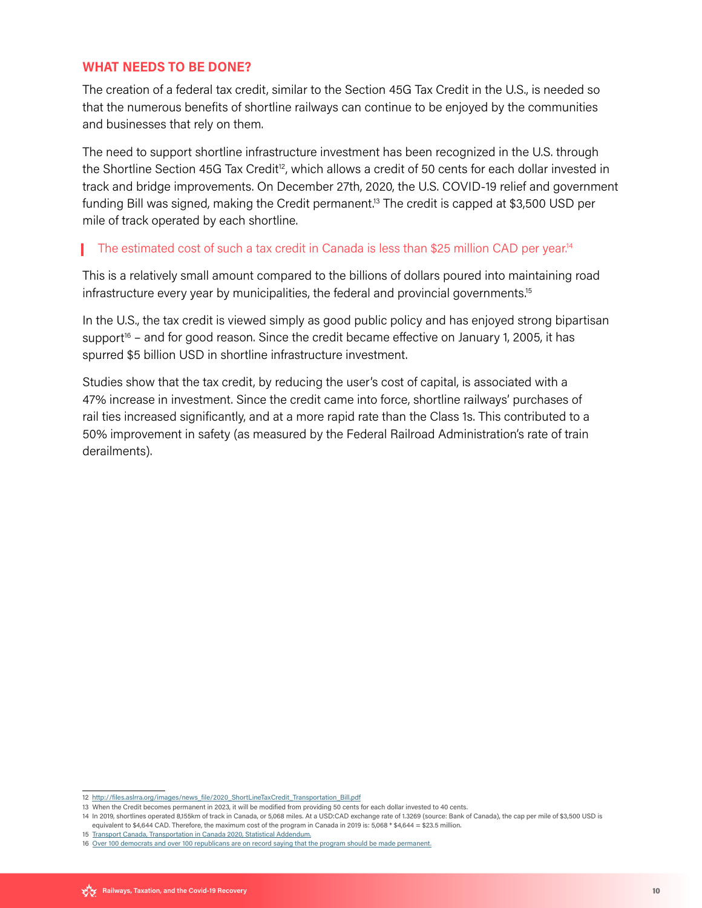## WHAT NEEDS TO BE DONE?

The creation of a federal tax credit, similar to the Section 45G Tax Credit in the U.S., is needed so that the numerous benefits of shortline railways can continue to be enjoyed by the communities and businesses that rely on them.

The need to support shortline infrastructure investment has been recognized in the U.S. through the Shortline Section 45G Tax Credit[12], which allows a credit of 50 cents for each dollar invested in track and bridge improvements. On December 27th, 2020, the U.S. COVID-19 relief and government funding Bill was signed, making the Credit permanent.[13] The credit is capped at $3,500 USD per mile of track operated by each shortline.

> The estimated cost of such a tax credit in Canada is less than $25 million CAD per year.[14]

This is a relatively small amount compared to the billions of dollars poured into maintaining road infrastructure every year by municipalities, the federal and provincial governments.[15]

In the U.S., the tax credit is viewed simply as good public policy and has enjoyed strong bipartisan support[16] – and for good reason. Since the credit became effective on January 1, 2005, it has spurred $5 billion USD in shortline infrastructure investment.

Studies show that the tax credit, by reducing the user's cost of capital, is associated with a 47% increase in investment. Since the credit came into force, shortline railways' purchases of rail ties increased significantly, and at a more rapid rate than the Class 1s. This contributed to a 50% improvement in safety (as measured by the Federal Railroad Administration's rate of train derailments).

---

12 http://files.aslrra.org/images/news_file/2020_ShortLineTaxCredit_Transportation_Bill.pdf

13 When the Credit becomes permanent in 2023, it will be modified from providing 50 cents for each dollar invested to 40 cents.

14 In 2019, shortlines operated 8,155km of track in Canada, or 5,068 miles. At a USD:CAD exchange rate of 1.3269 (source: Bank of Canada), the cap per mile of $3,500 USD is equivalent to $4,644 CAD. Therefore, the maximum cost of the program in Canada in 2019 is: 5,068 * $4,644 = $23.5 million.

15 Transport Canada, Transportation in Canada 2020, Statistical Addendum.

16 Over 100 democrats and over 100 republicans are on record saying that the program should be made permanent.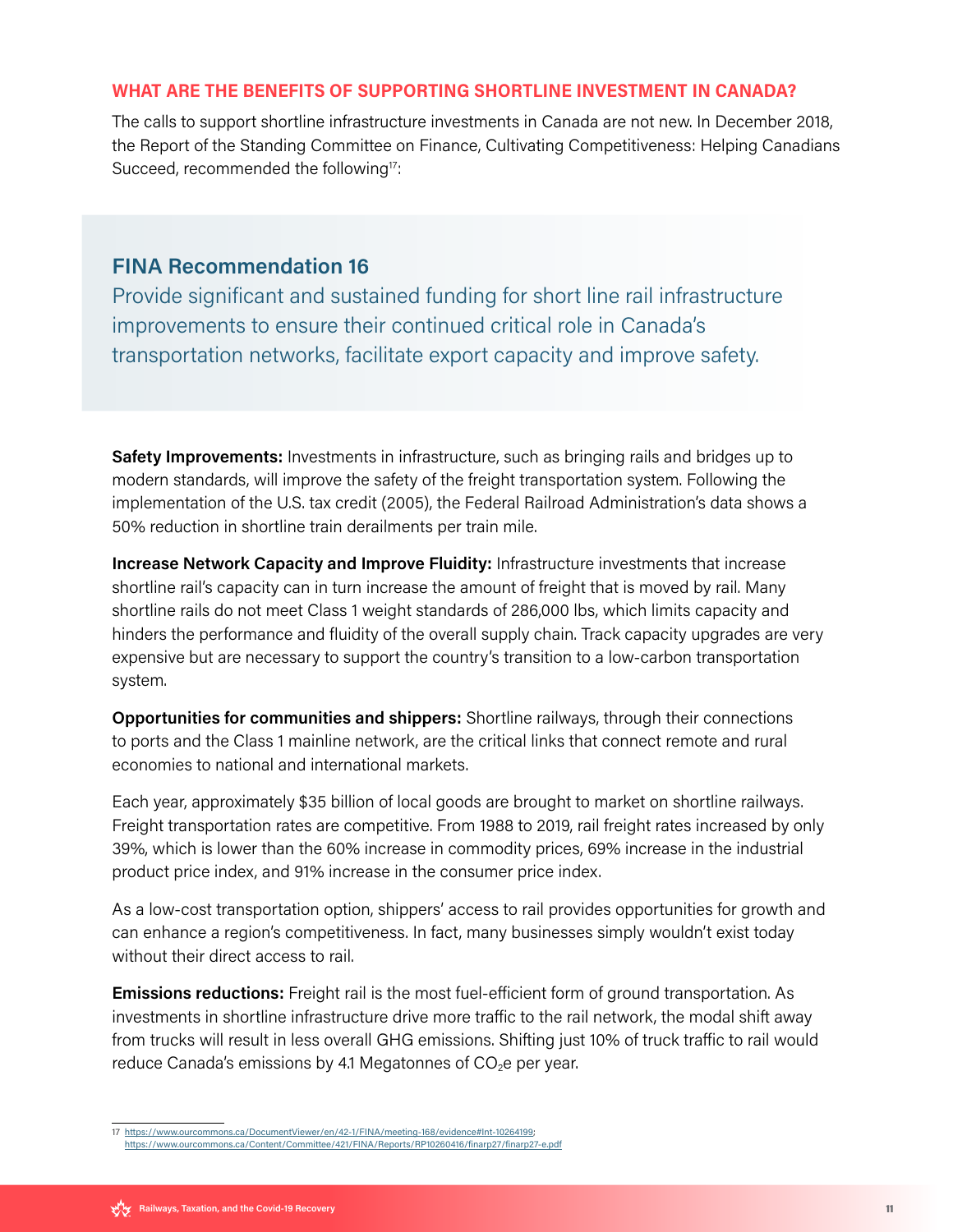## WHAT ARE THE BENEFITS OF SUPPORTING SHORTLINE INVESTMENT IN CANADA?

The calls to support shortline infrastructure investments in Canada are not new. In December 2018, the Report of the Standing Committee on Finance, Cultivating Competitiveness: Helping Canadians Succeed, recommended the following[17]:

> ### FINA Recommendation 16
>
> Provide significant and sustained funding for short line rail infrastructure improvements to ensure their continued critical role in Canada's transportation networks, facilitate export capacity and improve safety.

**Safety Improvements:** Investments in infrastructure, such as bringing rails and bridges up to modern standards, will improve the safety of the freight transportation system. Following the implementation of the U.S. tax credit (2005), the Federal Railroad Administration's data shows a 50% reduction in shortline train derailments per train mile.

**Increase Network Capacity and Improve Fluidity:** Infrastructure investments that increase shortline rail's capacity can in turn increase the amount of freight that is moved by rail. Many shortline rails do not meet Class 1 weight standards of 286,000 lbs, which limits capacity and hinders the performance and fluidity of the overall supply chain. Track capacity upgrades are very expensive but are necessary to support the country's transition to a low-carbon transportation system.

**Opportunities for communities and shippers:** Shortline railways, through their connections to ports and the Class 1 mainline network, are the critical links that connect remote and rural economies to national and international markets.

Each year, approximately $35 billion of local goods are brought to market on shortline railways. Freight transportation rates are competitive. From 1988 to 2019, rail freight rates increased by only 39%, which is lower than the 60% increase in commodity prices, 69% increase in the industrial product price index, and 91% increase in the consumer price index.

As a low-cost transportation option, shippers' access to rail provides opportunities for growth and can enhance a region's competitiveness. In fact, many businesses simply wouldn't exist today without their direct access to rail.

**Emissions reductions:** Freight rail is the most fuel-efficient form of ground transportation. As investments in shortline infrastructure drive more traffic to the rail network, the modal shift away from trucks will result in less overall GHG emissions. Shifting just 10% of truck traffic to rail would reduce Canada's emissions by 4.1 Megatonnes of $CO_2e$ per year.

---

17 https://www.ourcommons.ca/DocumentViewer/en/42-1/FINA/meeting-168/evidence#Int-10264199; https://www.ourcommons.ca/Content/Committee/421/FINA/Reports/RP10260416/finarp27/finarp27-e.pdf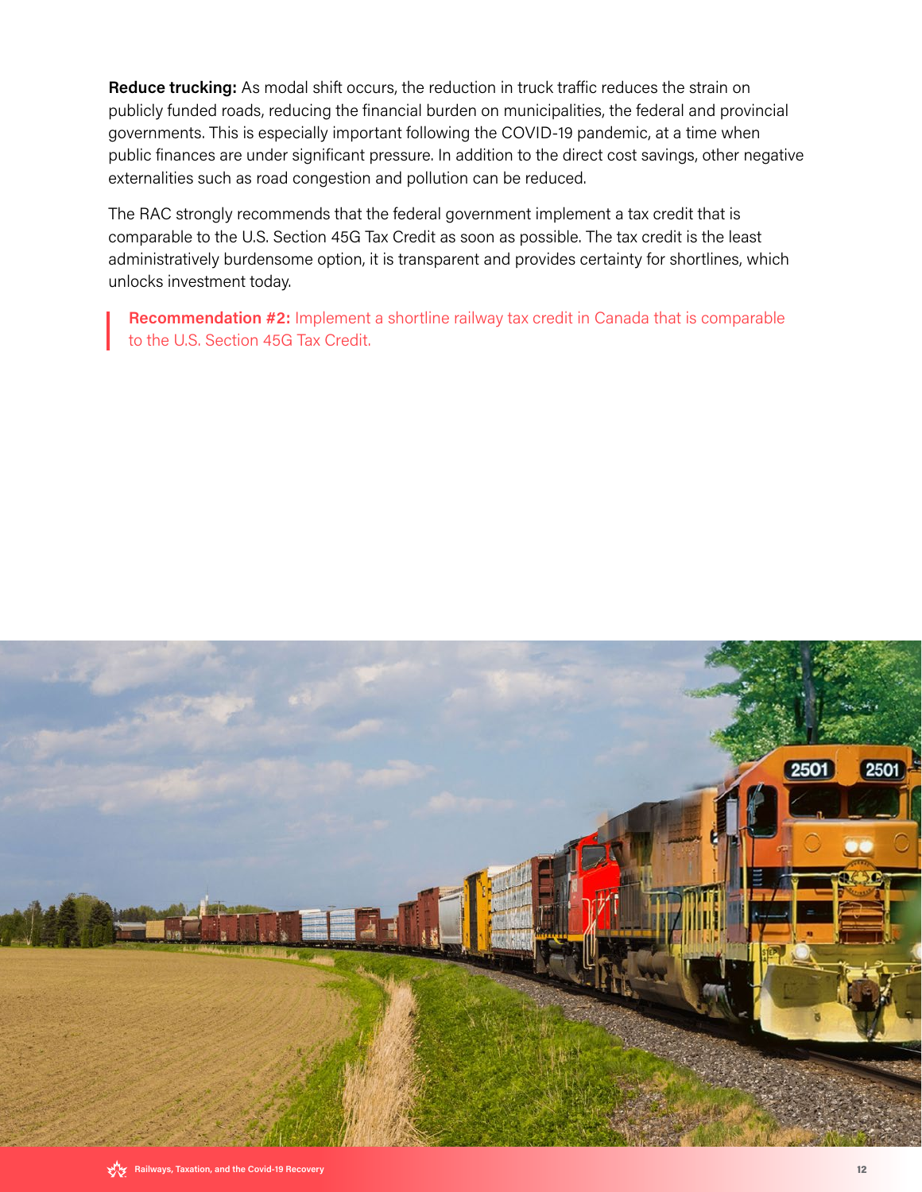**Reduce trucking:** As modal shift occurs, the reduction in truck traffic reduces the strain on publicly funded roads, reducing the financial burden on municipalities, the federal and provincial governments. This is especially important following the COVID-19 pandemic, at a time when public finances are under significant pressure. In addition to the direct cost savings, other negative externalities such as road congestion and pollution can be reduced.

The RAC strongly recommends that the federal government implement a tax credit that is comparable to the U.S. Section 45G Tax Credit as soon as possible. The tax credit is the least administratively burdensome option, it is transparent and provides certainty for shortlines, which unlocks investment today.

> **Recommendation #2:** Implement a shortline railway tax credit in Canada that is comparable to the U.S. Section 45G Tax Credit.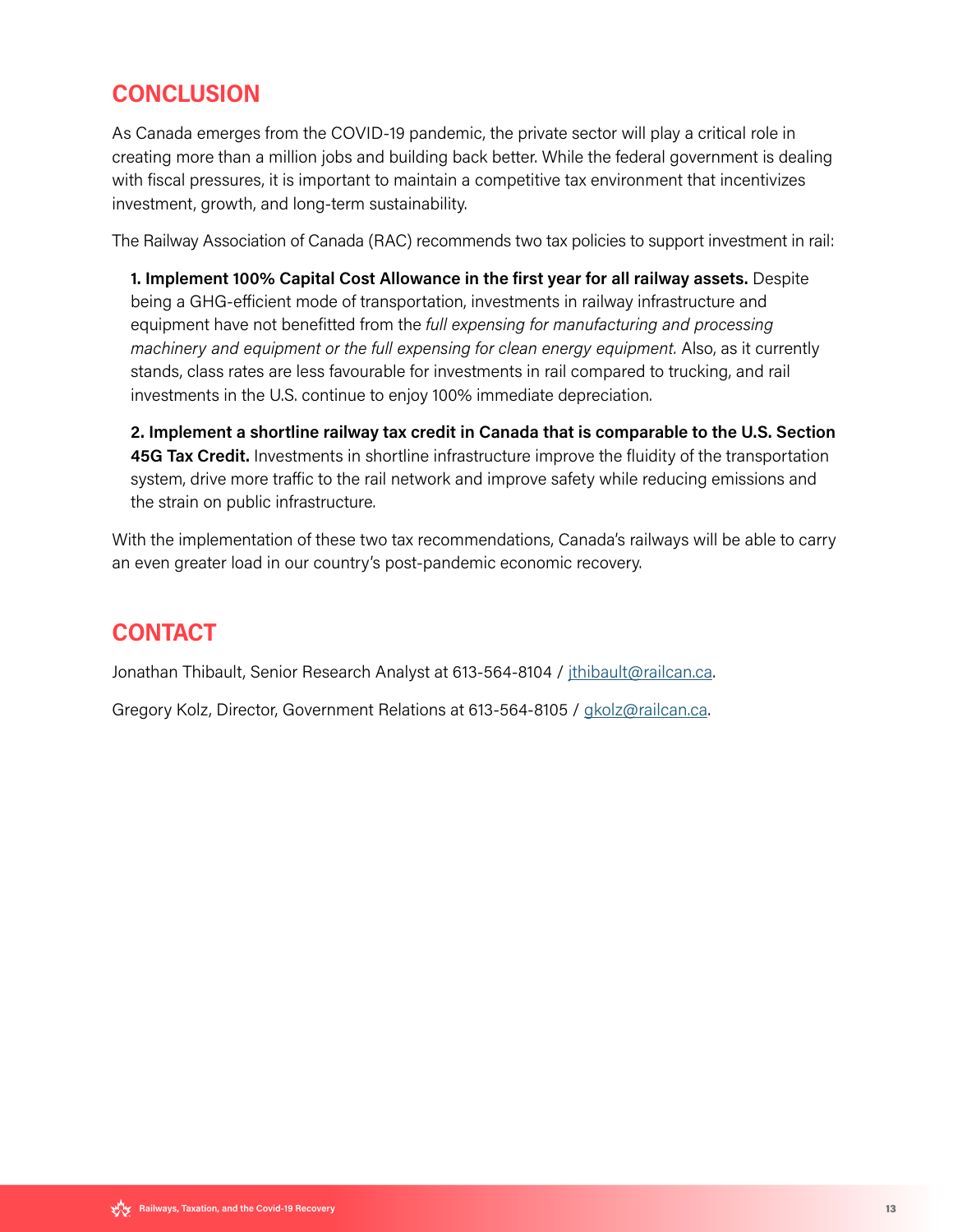## CONCLUSION

As Canada emerges from the COVID-19 pandemic, the private sector will play a critical role in creating more than a million jobs and building back better. While the federal government is dealing with fiscal pressures, it is important to maintain a competitive tax environment that incentivizes investment, growth, and long-term sustainability.

The Railway Association of Canada (RAC) recommends two tax policies to support investment in rail:

1. **Implement 100% Capital Cost Allowance in the first year for all railway assets.** Despite being a GHG-efficient mode of transportation, investments in railway infrastructure and equipment have not benefitted from the *full expensing for manufacturing and processing machinery and equipment or the full expensing for clean energy equipment.* Also, as it currently stands, class rates are less favourable for investments in rail compared to trucking, and rail investments in the U.S. continue to enjoy 100% immediate depreciation.

2. **Implement a shortline railway tax credit in Canada that is comparable to the U.S. Section 45G Tax Credit.** Investments in shortline infrastructure improve the fluidity of the transportation system, drive more traffic to the rail network and improve safety while reducing emissions and the strain on public infrastructure.

With the implementation of these two tax recommendations, Canada's railways will be able to carry an even greater load in our country's post-pandemic economic recovery.

## CONTACT

Jonathan Thibault, Senior Research Analyst at 613-564-8104 / jthibault@railcan.ca.

Gregory Kolz, Director, Government Relations at 613-564-8105 / gkolz@railcan.ca.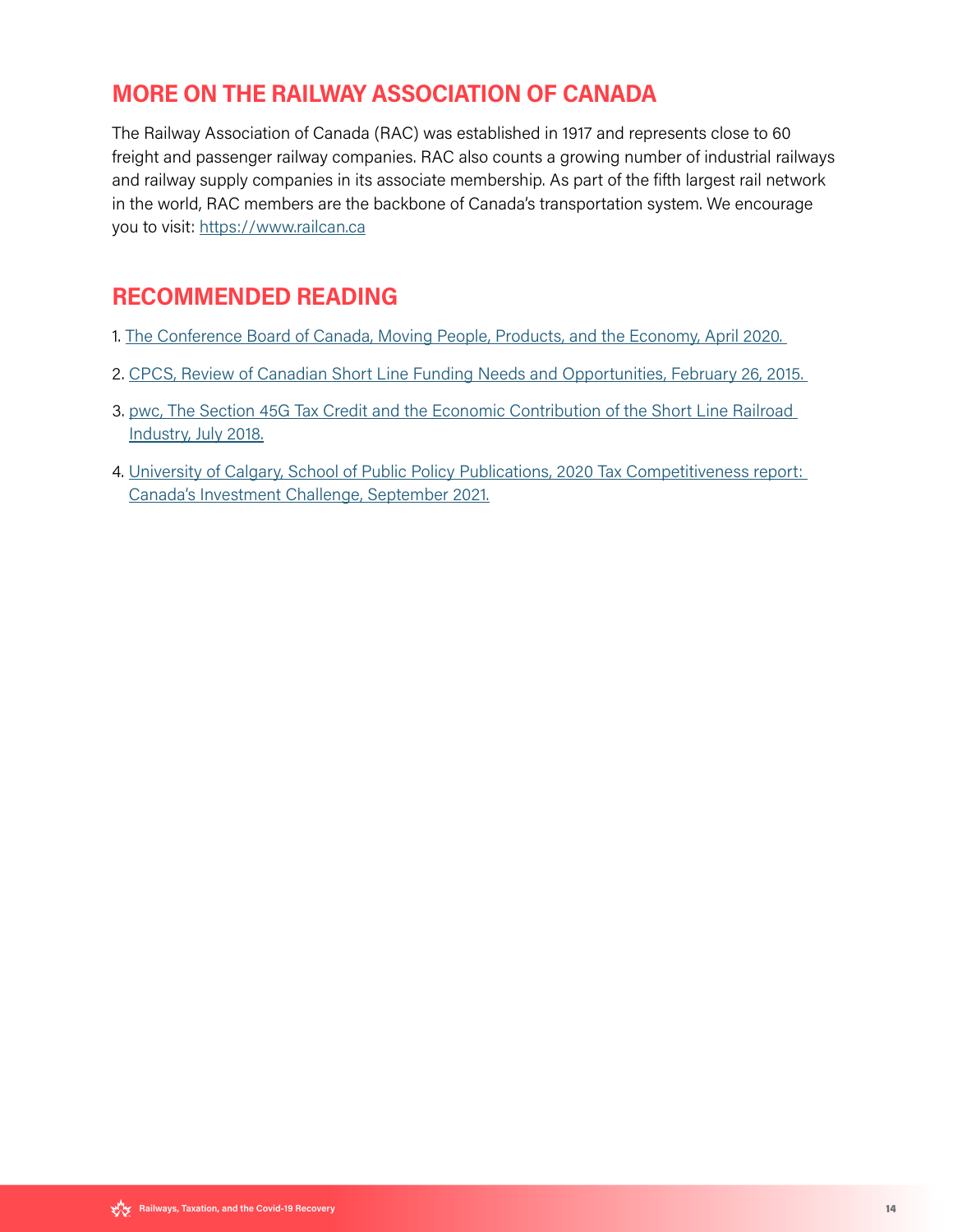## MORE ON THE RAILWAY ASSOCIATION OF CANADA

The Railway Association of Canada (RAC) was established in 1917 and represents close to 60 freight and passenger railway companies. RAC also counts a growing number of industrial railways and railway supply companies in its associate membership. As part of the fifth largest rail network in the world, RAC members are the backbone of Canada's transportation system. We encourage you to visit: https://www.railcan.ca

## RECOMMENDED READING

1. The Conference Board of Canada, Moving People, Products, and the Economy, April 2020.
2. CPCS, Review of Canadian Short Line Funding Needs and Opportunities, February 26, 2015.
3. pwc, The Section 45G Tax Credit and the Economic Contribution of the Short Line Railroad Industry, July 2018.
4. University of Calgary, School of Public Policy Publications, 2020 Tax Competitiveness report: Canada's Investment Challenge, September 2021.